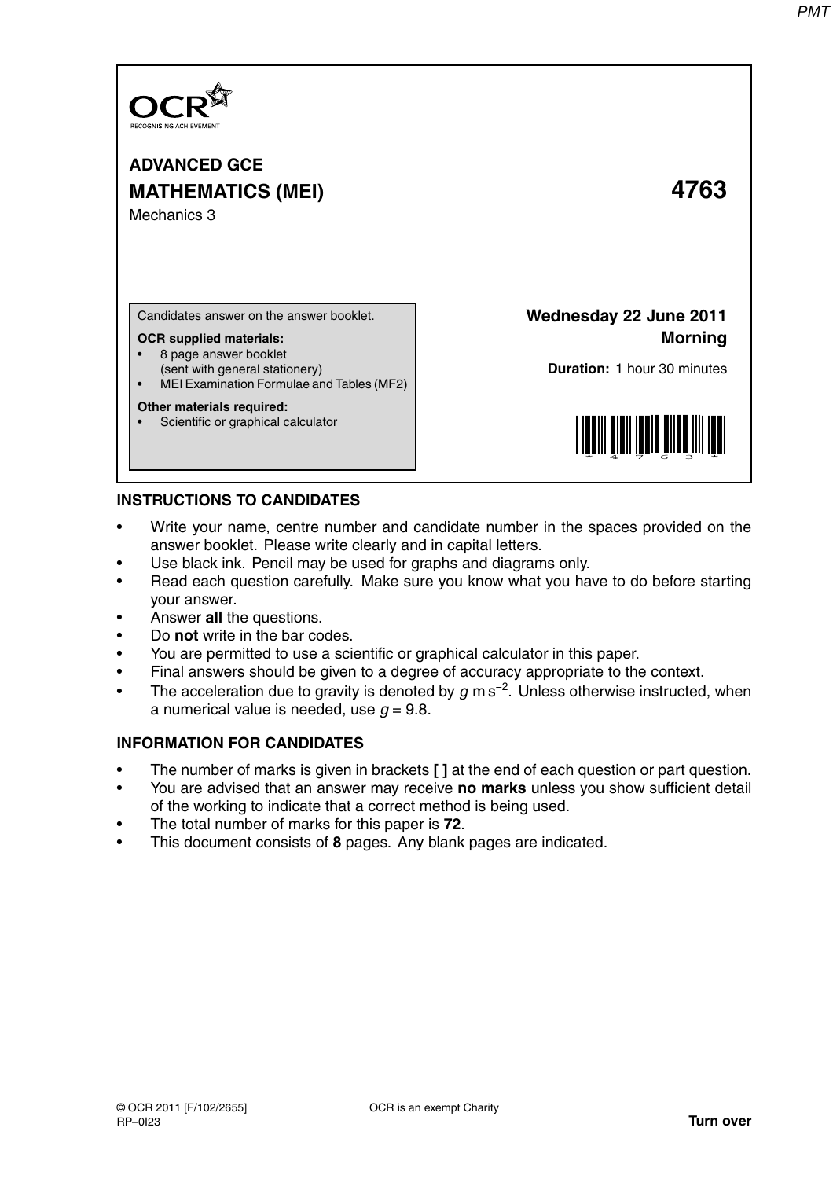OCR
RECOGNISING ACHIEVEMENT

**ADVANCED GCE**

**MATHEMATICS (MEI)** **4763**

Mechanics 3

Candidates answer on the answer booklet.

**OCR supplied materials:**
- 8 page answer booklet (sent with general stationery)
- MEI Examination Formulae and Tables (MF2)

**Other materials required:**
- Scientific or graphical calculator

**Wednesday 22 June 2011**
**Morning**

**Duration:** 1 hour 30 minutes

## INSTRUCTIONS TO CANDIDATES

- Write your name, centre number and candidate number in the spaces provided on the answer booklet. Please write clearly and in capital letters.
- Use black ink. Pencil may be used for graphs and diagrams only.
- Read each question carefully. Make sure you know what you have to do before starting your answer.
- Answer **all** the questions.
- Do **not** write in the bar codes.
- You are permitted to use a scientific or graphical calculator in this paper.
- Final answers should be given to a degree of accuracy appropriate to the context.
- The acceleration due to gravity is denoted by $g\ \mathrm{m\,s^{-2}}$. Unless otherwise instructed, when a numerical value is needed, use $g = 9.8$.

## INFORMATION FOR CANDIDATES

- The number of marks is given in brackets **[ ]** at the end of each question or part question.
- You are advised that an answer may receive **no marks** unless you show sufficient detail of the working to indicate that a correct method is being used.
- The total number of marks for this paper is **72**.
- This document consists of **8** pages. Any blank pages are indicated.

© OCR 2011 [F/102/2655]
RP–0I23

OCR is an exempt Charity

**Turn over**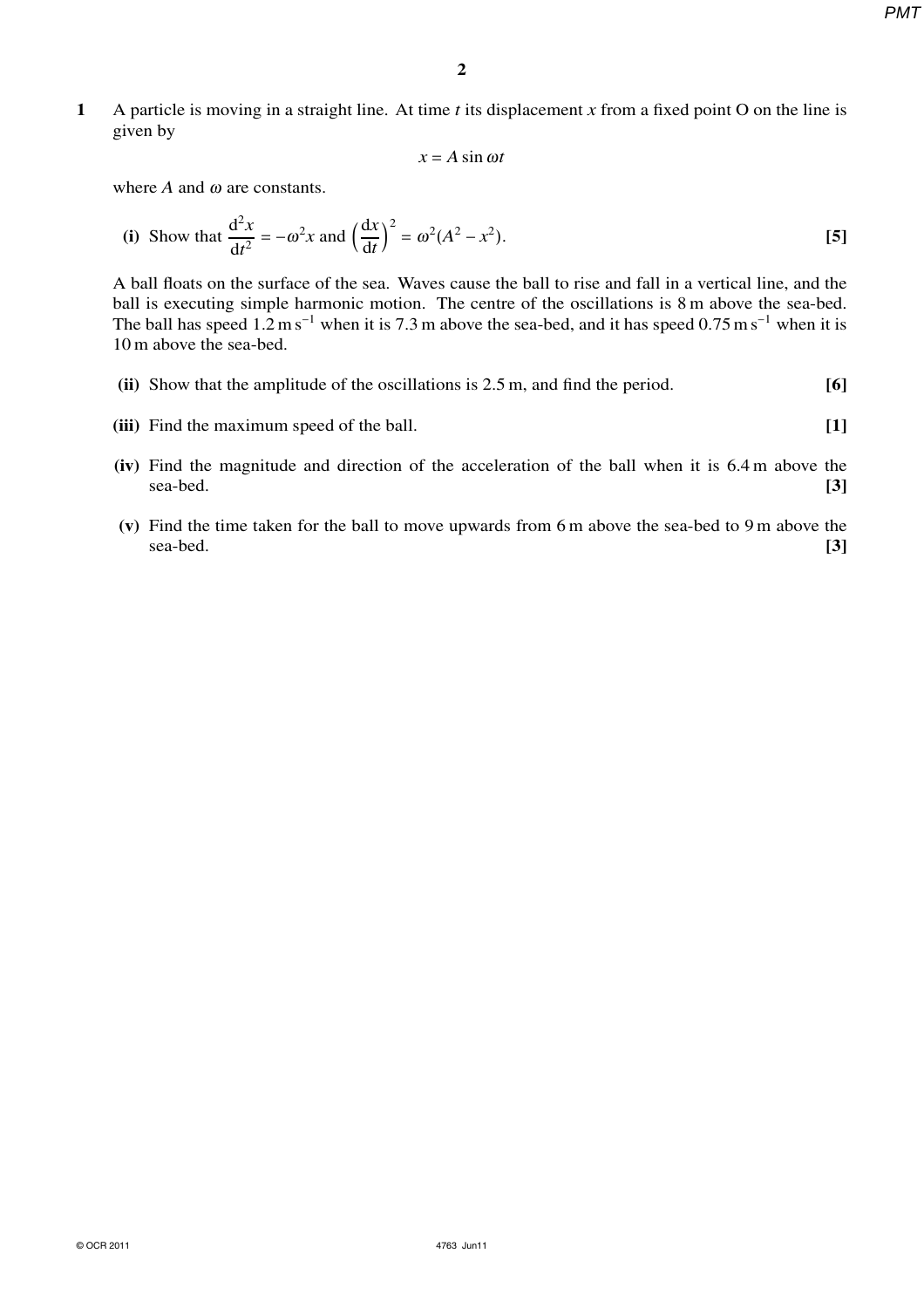**1** A particle is moving in a straight line. At time $t$ its displacement $x$ from a fixed point O on the line is given by

$$x = A \sin \omega t$$

where $A$ and $\omega$ are constants.

**(i)** Show that $\dfrac{\mathrm{d}^2x}{\mathrm{d}t^2} = -\omega^2 x$ and $\left(\dfrac{\mathrm{d}x}{\mathrm{d}t}\right)^2 = \omega^2(A^2 - x^2)$. **[5]**

A ball floats on the surface of the sea. Waves cause the ball to rise and fall in a vertical line, and the ball is executing simple harmonic motion. The centre of the oscillations is 8 m above the sea-bed. The ball has speed $1.2\,\mathrm{m\,s^{-1}}$ when it is 7.3 m above the sea-bed, and it has speed $0.75\,\mathrm{m\,s^{-1}}$ when it is 10 m above the sea-bed.

**(ii)** Show that the amplitude of the oscillations is 2.5 m, and find the period. **[6]**

**(iii)** Find the maximum speed of the ball. **[1]**

**(iv)** Find the magnitude and direction of the acceleration of the ball when it is 6.4 m above the sea-bed. **[3]**

**(v)** Find the time taken for the ball to move upwards from 6 m above the sea-bed to 9 m above the sea-bed. **[3]**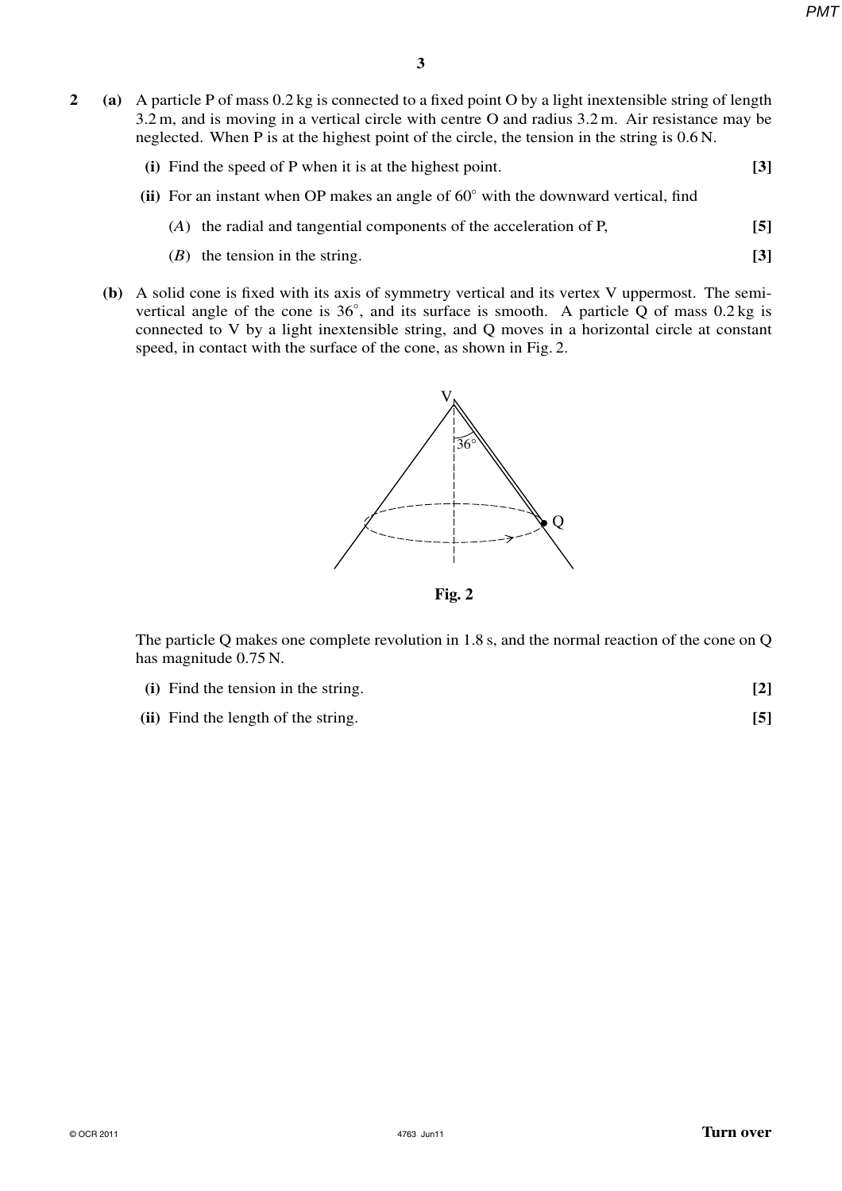**2** **(a)** A particle P of mass 0.2 kg is connected to a fixed point O by a light inextensible string of length 3.2 m, and is moving in a vertical circle with centre O and radius 3.2 m. Air resistance may be neglected. When P is at the highest point of the circle, the tension in the string is 0.6 N.

**(i)** Find the speed of P when it is at the highest point. **[3]**

**(ii)** For an instant when OP makes an angle of $60^\circ$ with the downward vertical, find

($A$) the radial and tangential components of the acceleration of P, **[5]**

($B$) the tension in the string. **[3]**

**(b)** A solid cone is fixed with its axis of symmetry vertical and its vertex V uppermost. The semi-vertical angle of the cone is $36^\circ$, and its surface is smooth. A particle Q of mass 0.2 kg is connected to V by a light inextensible string, and Q moves in a horizontal circle at constant speed, in contact with the surface of the cone, as shown in Fig. 2.

V

36°

Q

**Fig. 2**

The particle Q makes one complete revolution in 1.8 s, and the normal reaction of the cone on Q has magnitude 0.75 N.

**(i)** Find the tension in the string. **[2]**

**(ii)** Find the length of the string. **[5]**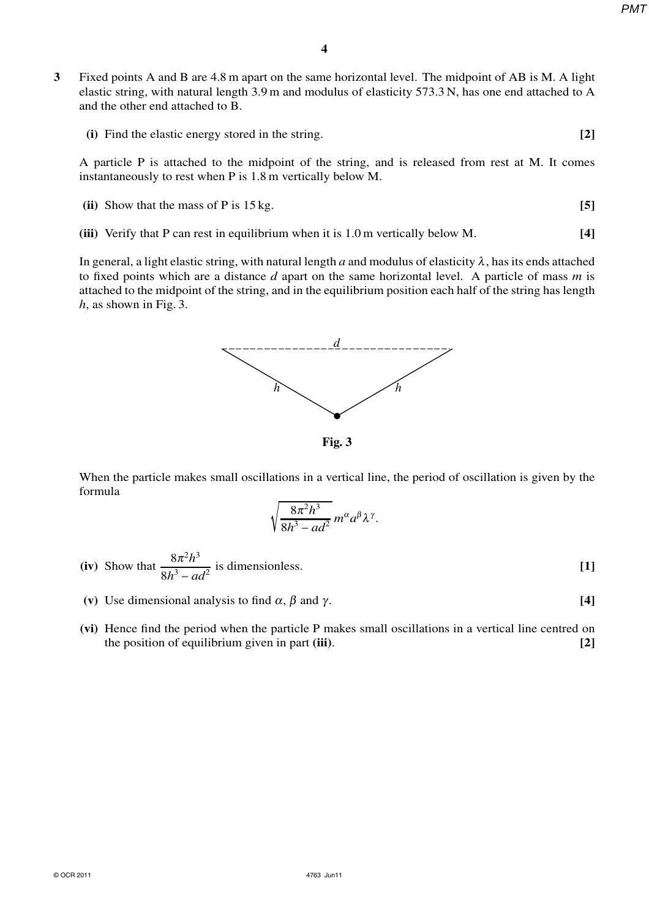**3** Fixed points A and B are 4.8 m apart on the same horizontal level. The midpoint of AB is M. A light elastic string, with natural length 3.9 m and modulus of elasticity 573.3 N, has one end attached to A and the other end attached to B.

**(i)** Find the elastic energy stored in the string. **[2]**

A particle P is attached to the midpoint of the string, and is released from rest at M. It comes instantaneously to rest when P is 1.8 m vertically below M.

**(ii)** Show that the mass of P is 15 kg. **[5]**

**(iii)** Verify that P can rest in equilibrium when it is 1.0 m vertically below M. **[4]**

In general, a light elastic string, with natural length $a$ and modulus of elasticity $\lambda$, has its ends attached to fixed points which are a distance $d$ apart on the same horizontal level. A particle of mass $m$ is attached to the midpoint of the string, and in the equilibrium position each half of the string has length $h$, as shown in Fig. 3.

d

h

h

**Fig. 3**

When the particle makes small oscillations in a vertical line, the period of oscillation is given by the formula

$$\sqrt{\frac{8\pi^2 h^3}{8h^3 - ad^2}}\, m^{\alpha} a^{\beta} \lambda^{\gamma}.$$

**(iv)** Show that $\dfrac{8\pi^2 h^3}{8h^3 - ad^2}$ is dimensionless. **[1]**

**(v)** Use dimensional analysis to find $\alpha$, $\beta$ and $\gamma$. **[4]**

**(vi)** Hence find the period when the particle P makes small oscillations in a vertical line centred on the position of equilibrium given in part **(iii)**. **[2]**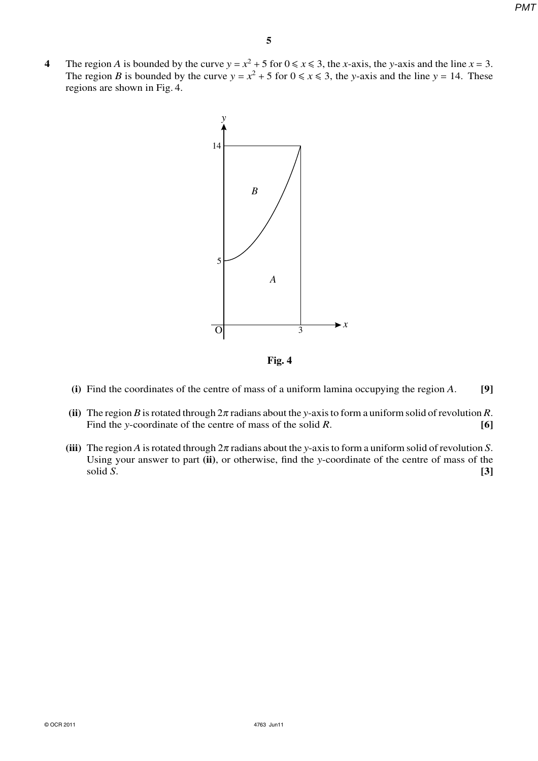**4** The region $A$ is bounded by the curve $y = x^2 + 5$ for $0 \leqslant x \leqslant 3$, the $x$-axis, the $y$-axis and the line $x = 3$. The region $B$ is bounded by the curve $y = x^2 + 5$ for $0 \leqslant x \leqslant 3$, the $y$-axis and the line $y = 14$. These regions are shown in Fig. 4.

y
14
B
5
A
O
3
x

**Fig. 4**

**(i)** Find the coordinates of the centre of mass of a uniform lamina occupying the region $A$. **[9]**

**(ii)** The region $B$ is rotated through $2\pi$ radians about the $y$-axis to form a uniform solid of revolution $R$. Find the $y$-coordinate of the centre of mass of the solid $R$. **[6]**

**(iii)** The region $A$ is rotated through $2\pi$ radians about the $y$-axis to form a uniform solid of revolution $S$. Using your answer to part **(ii)**, or otherwise, find the $y$-coordinate of the centre of mass of the solid $S$. **[3]**